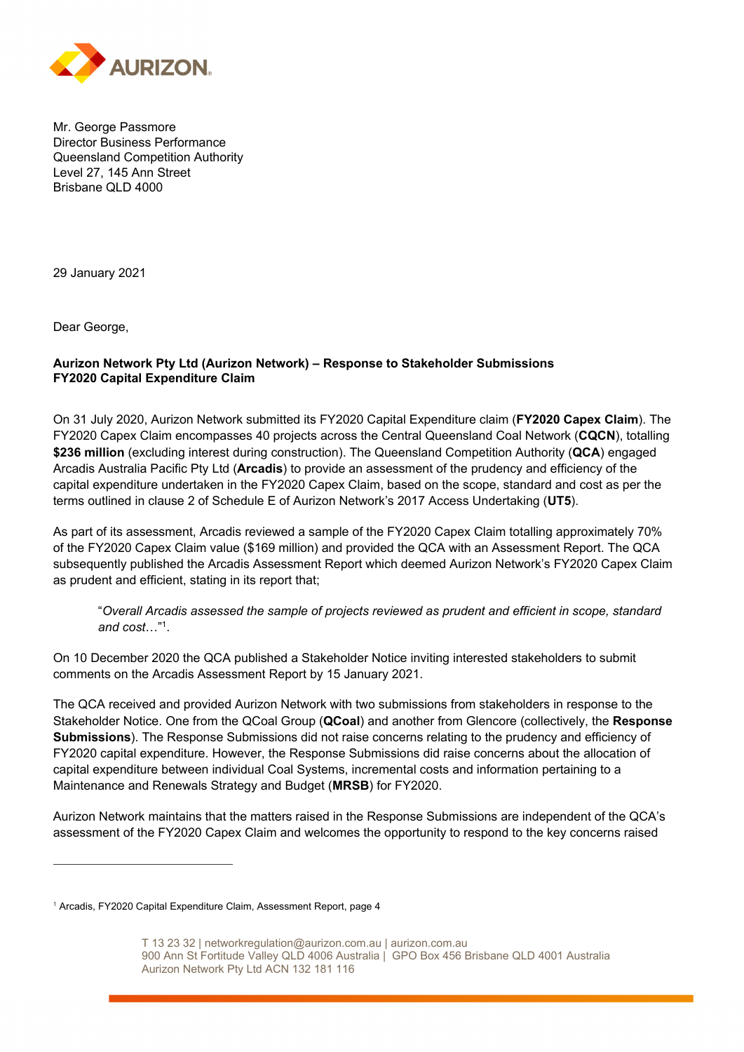Mr. George Passmore
Director Business Performance
Queensland Competition Authority
Level 27, 145 Ann Street
Brisbane QLD 4000

29 January 2021

Dear George,

**Aurizon Network Pty Ltd (Aurizon Network) – Response to Stakeholder Submissions**
**FY2020 Capital Expenditure Claim**

On 31 July 2020, Aurizon Network submitted its FY2020 Capital Expenditure claim (**FY2020 Capex Claim**). The FY2020 Capex Claim encompasses 40 projects across the Central Queensland Coal Network (**CQCN**), totalling **$236 million** (excluding interest during construction). The Queensland Competition Authority (**QCA**) engaged Arcadis Australia Pacific Pty Ltd (**Arcadis**) to provide an assessment of the prudency and efficiency of the capital expenditure undertaken in the FY2020 Capex Claim, based on the scope, standard and cost as per the terms outlined in clause 2 of Schedule E of Aurizon Network's 2017 Access Undertaking (**UT5**).

As part of its assessment, Arcadis reviewed a sample of the FY2020 Capex Claim totalling approximately 70% of the FY2020 Capex Claim value ($169 million) and provided the QCA with an Assessment Report. The QCA subsequently published the Arcadis Assessment Report which deemed Aurizon Network's FY2020 Capex Claim as prudent and efficient, stating in its report that;

> "*Overall Arcadis assessed the sample of projects reviewed as prudent and efficient in scope, standard and cost…*"[1].

On 10 December 2020 the QCA published a Stakeholder Notice inviting interested stakeholders to submit comments on the Arcadis Assessment Report by 15 January 2021.

The QCA received and provided Aurizon Network with two submissions from stakeholders in response to the Stakeholder Notice. One from the QCoal Group (**QCoal**) and another from Glencore (collectively, the **Response Submissions**). The Response Submissions did not raise concerns relating to the prudency and efficiency of FY2020 capital expenditure. However, the Response Submissions did raise concerns about the allocation of capital expenditure between individual Coal Systems, incremental costs and information pertaining to a Maintenance and Renewals Strategy and Budget (**MRSB**) for FY2020.

Aurizon Network maintains that the matters raised in the Response Submissions are independent of the QCA's assessment of the FY2020 Capex Claim and welcomes the opportunity to respond to the key concerns raised

---

[1] Arcadis, FY2020 Capital Expenditure Claim, Assessment Report, page 4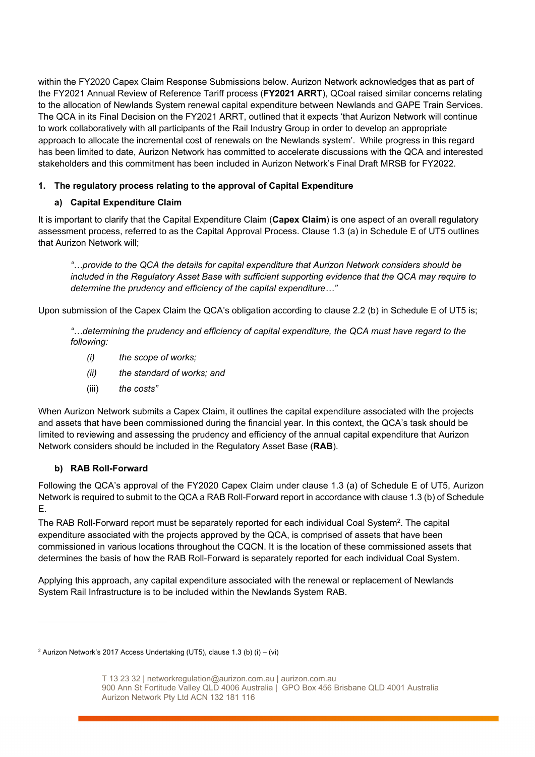within the FY2020 Capex Claim Response Submissions below. Aurizon Network acknowledges that as part of the FY2021 Annual Review of Reference Tariff process (**FY2021 ARRT**), QCoal raised similar concerns relating to the allocation of Newlands System renewal capital expenditure between Newlands and GAPE Train Services. The QCA in its Final Decision on the FY2021 ARRT, outlined that it expects 'that Aurizon Network will continue to work collaboratively with all participants of the Rail Industry Group in order to develop an appropriate approach to allocate the incremental cost of renewals on the Newlands system'. While progress in this regard has been limited to date, Aurizon Network has committed to accelerate discussions with the QCA and interested stakeholders and this commitment has been included in Aurizon Network's Final Draft MRSB for FY2022.

## 1. The regulatory process relating to the approval of Capital Expenditure

### a) Capital Expenditure Claim

It is important to clarify that the Capital Expenditure Claim (**Capex Claim**) is one aspect of an overall regulatory assessment process, referred to as the Capital Approval Process. Clause 1.3 (a) in Schedule E of UT5 outlines that Aurizon Network will;

> *"…provide to the QCA the details for capital expenditure that Aurizon Network considers should be included in the Regulatory Asset Base with sufficient supporting evidence that the QCA may require to determine the prudency and efficiency of the capital expenditure…"*

Upon submission of the Capex Claim the QCA's obligation according to clause 2.2 (b) in Schedule E of UT5 is;

> *"…determining the prudency and efficiency of capital expenditure, the QCA must have regard to the following:*
>
> *(i) the scope of works;*
>
> *(ii) the standard of works; and*
>
> (iii) *the costs"*

When Aurizon Network submits a Capex Claim, it outlines the capital expenditure associated with the projects and assets that have been commissioned during the financial year. In this context, the QCA's task should be limited to reviewing and assessing the prudency and efficiency of the annual capital expenditure that Aurizon Network considers should be included in the Regulatory Asset Base (**RAB**).

### b) RAB Roll-Forward

Following the QCA's approval of the FY2020 Capex Claim under clause 1.3 (a) of Schedule E of UT5, Aurizon Network is required to submit to the QCA a RAB Roll-Forward report in accordance with clause 1.3 (b) of Schedule E.

The RAB Roll-Forward report must be separately reported for each individual Coal System[2]. The capital expenditure associated with the projects approved by the QCA, is comprised of assets that have been commissioned in various locations throughout the CQCN. It is the location of these commissioned assets that determines the basis of how the RAB Roll-Forward is separately reported for each individual Coal System.

Applying this approach, any capital expenditure associated with the renewal or replacement of Newlands System Rail Infrastructure is to be included within the Newlands System RAB.

---

[2] Aurizon Network's 2017 Access Undertaking (UT5), clause 1.3 (b) (i) – (vi)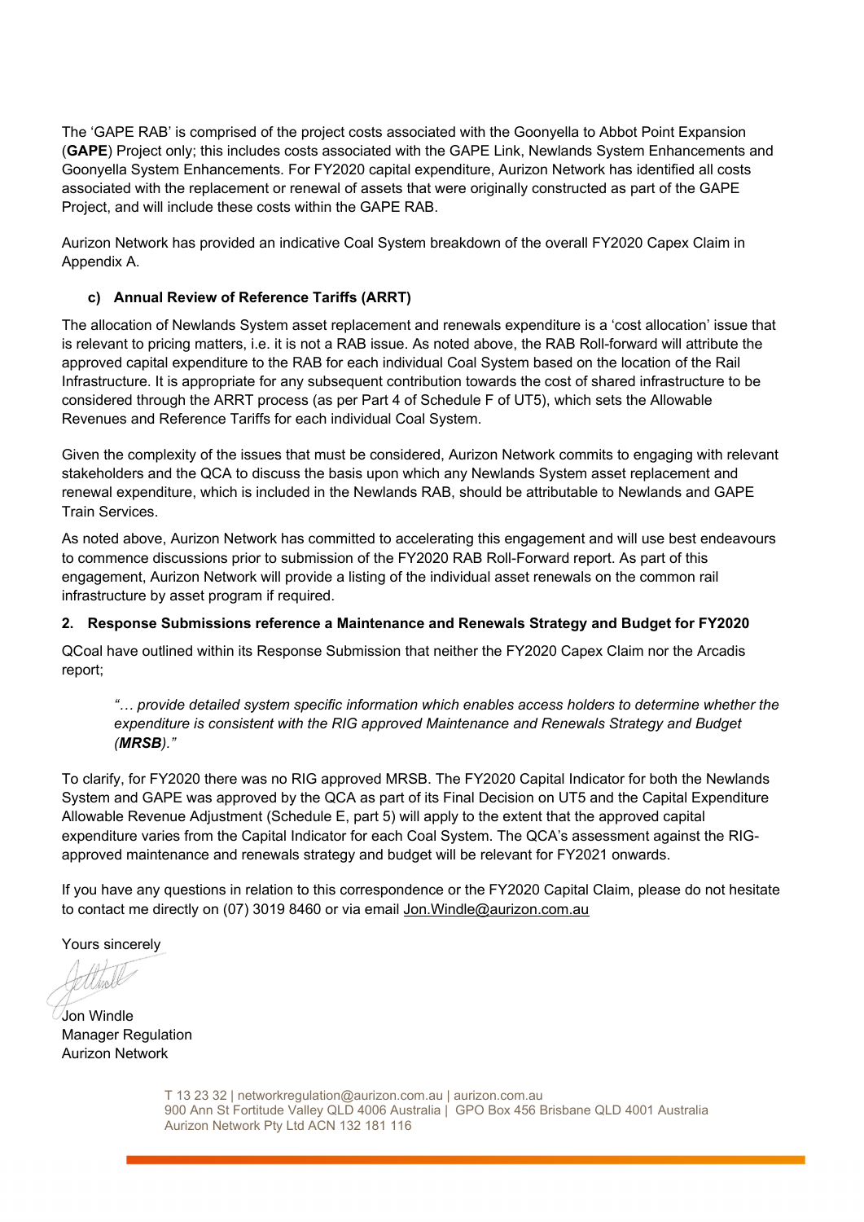The 'GAPE RAB' is comprised of the project costs associated with the Goonyella to Abbot Point Expansion (**GAPE**) Project only; this includes costs associated with the GAPE Link, Newlands System Enhancements and Goonyella System Enhancements. For FY2020 capital expenditure, Aurizon Network has identified all costs associated with the replacement or renewal of assets that were originally constructed as part of the GAPE Project, and will include these costs within the GAPE RAB.

Aurizon Network has provided an indicative Coal System breakdown of the overall FY2020 Capex Claim in Appendix A.

### c) Annual Review of Reference Tariffs (ARRT)

The allocation of Newlands System asset replacement and renewals expenditure is a 'cost allocation' issue that is relevant to pricing matters, i.e. it is not a RAB issue. As noted above, the RAB Roll-forward will attribute the approved capital expenditure to the RAB for each individual Coal System based on the location of the Rail Infrastructure. It is appropriate for any subsequent contribution towards the cost of shared infrastructure to be considered through the ARRT process (as per Part 4 of Schedule F of UT5), which sets the Allowable Revenues and Reference Tariffs for each individual Coal System.

Given the complexity of the issues that must be considered, Aurizon Network commits to engaging with relevant stakeholders and the QCA to discuss the basis upon which any Newlands System asset replacement and renewal expenditure, which is included in the Newlands RAB, should be attributable to Newlands and GAPE Train Services.

As noted above, Aurizon Network has committed to accelerating this engagement and will use best endeavours to commence discussions prior to submission of the FY2020 RAB Roll-Forward report. As part of this engagement, Aurizon Network will provide a listing of the individual asset renewals on the common rail infrastructure by asset program if required.

## 2. Response Submissions reference a Maintenance and Renewals Strategy and Budget for FY2020

QCoal have outlined within its Response Submission that neither the FY2020 Capex Claim nor the Arcadis report;

> *"… provide detailed system specific information which enables access holders to determine whether the expenditure is consistent with the RIG approved Maintenance and Renewals Strategy and Budget (**MRSB**)."*

To clarify, for FY2020 there was no RIG approved MRSB. The FY2020 Capital Indicator for both the Newlands System and GAPE was approved by the QCA as part of its Final Decision on UT5 and the Capital Expenditure Allowable Revenue Adjustment (Schedule E, part 5) will apply to the extent that the approved capital expenditure varies from the Capital Indicator for each Coal System. The QCA's assessment against the RIG-approved maintenance and renewals strategy and budget will be relevant for FY2021 onwards.

If you have any questions in relation to this correspondence or the FY2020 Capital Claim, please do not hesitate to contact me directly on (07) 3019 8460 or via email Jon.Windle@aurizon.com.au

Yours sincerely

Jon Windle
Manager Regulation
Aurizon Network

T 13 23 32 | networkregulation@aurizon.com.au | aurizon.com.au
900 Ann St Fortitude Valley QLD 4006 Australia | GPO Box 456 Brisbane QLD 4001 Australia
Aurizon Network Pty Ltd ACN 132 181 116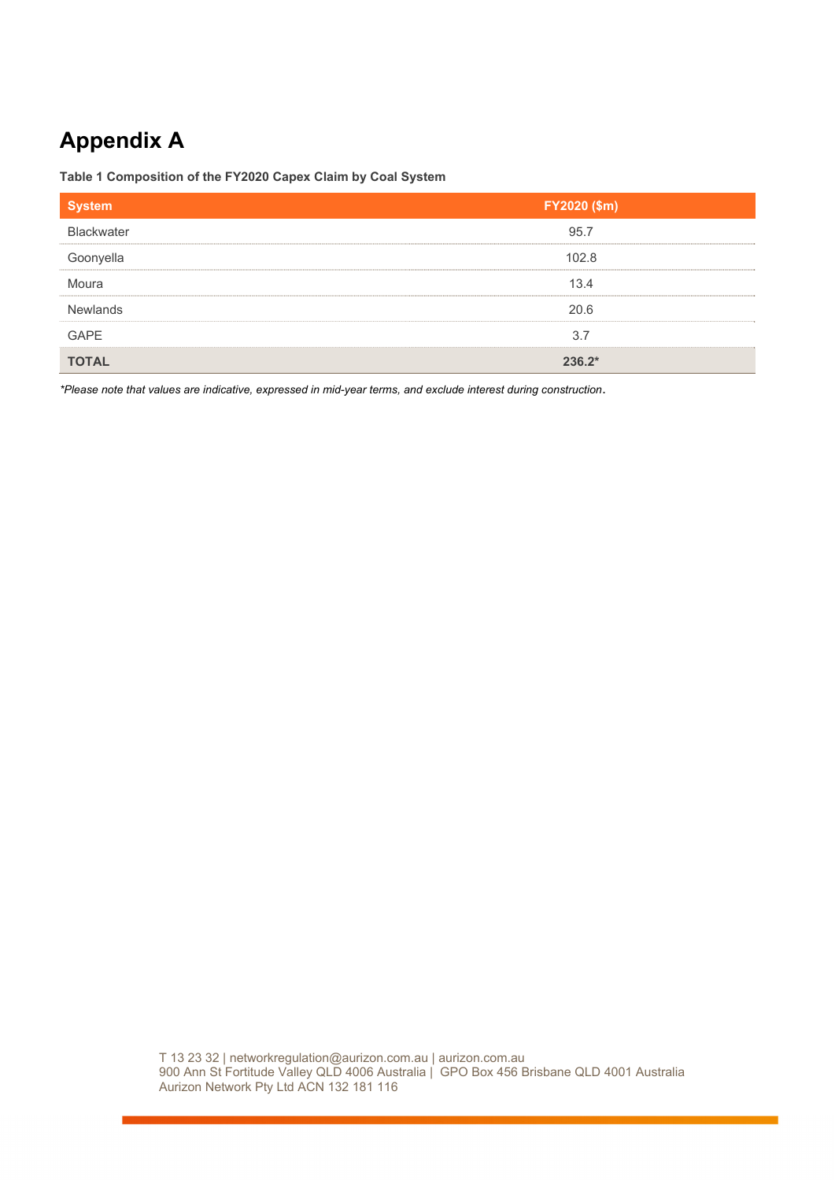# Appendix A

**Table 1 Composition of the FY2020 Capex Claim by Coal System**

| System | FY2020 ($m) |
|---|---|
| Blackwater | 95.7 |
| Goonyella | 102.8 |
| Moura | 13.4 |
| Newlands | 20.6 |
| GAPE | 3.7 |
| **TOTAL** | **236.2*** |

*\*Please note that values are indicative, expressed in mid-year terms, and exclude interest during construction.*

T 13 23 32 | networkregulation@aurizon.com.au | aurizon.com.au
900 Ann St Fortitude Valley QLD 4006 Australia | GPO Box 456 Brisbane QLD 4001 Australia
Aurizon Network Pty Ltd ACN 132 181 116